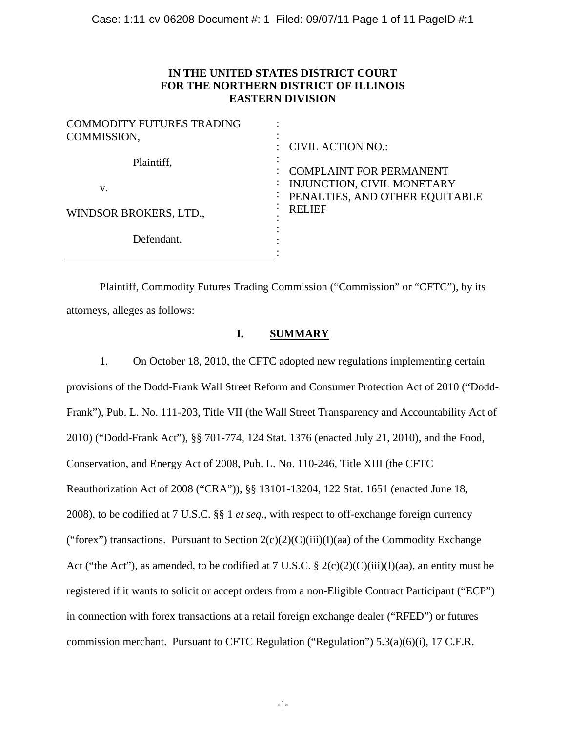**IN THE UNITED STATES DISTRICT COURT**
**FOR THE NORTHERN DISTRICT OF ILLINOIS**
**EASTERN DIVISION**

| | | |
|---|---|---|
| COMMODITY FUTURES TRADING COMMISSION, Plaintiff, | : | CIVIL ACTION NO.: |
| v. | : | COMPLAINT FOR PERMANENT INJUNCTION, CIVIL MONETARY PENALTIES, AND OTHER EQUITABLE RELIEF |
| WINDSOR BROKERS, LTD., Defendant. | : | |

Plaintiff, Commodity Futures Trading Commission ("Commission" or "CFTC"), by its attorneys, alleges as follows:

## I. SUMMARY

1. On October 18, 2010, the CFTC adopted new regulations implementing certain provisions of the Dodd-Frank Wall Street Reform and Consumer Protection Act of 2010 ("Dodd-Frank"), Pub. L. No. 111-203, Title VII (the Wall Street Transparency and Accountability Act of 2010) ("Dodd-Frank Act"), §§ 701-774, 124 Stat. 1376 (enacted July 21, 2010), and the Food, Conservation, and Energy Act of 2008, Pub. L. No. 110-246, Title XIII (the CFTC Reauthorization Act of 2008 ("CRA")), §§ 13101-13204, 122 Stat. 1651 (enacted June 18, 2008), to be codified at 7 U.S.C. §§ 1 *et seq.*, with respect to off-exchange foreign currency ("forex") transactions. Pursuant to Section 2(c)(2)(C)(iii)(I)(aa) of the Commodity Exchange Act ("the Act"), as amended, to be codified at 7 U.S.C. § 2(c)(2)(C)(iii)(I)(aa), an entity must be registered if it wants to solicit or accept orders from a non-Eligible Contract Participant ("ECP") in connection with forex transactions at a retail foreign exchange dealer ("RFED") or futures commission merchant. Pursuant to CFTC Regulation ("Regulation") 5.3(a)(6)(i), 17 C.F.R.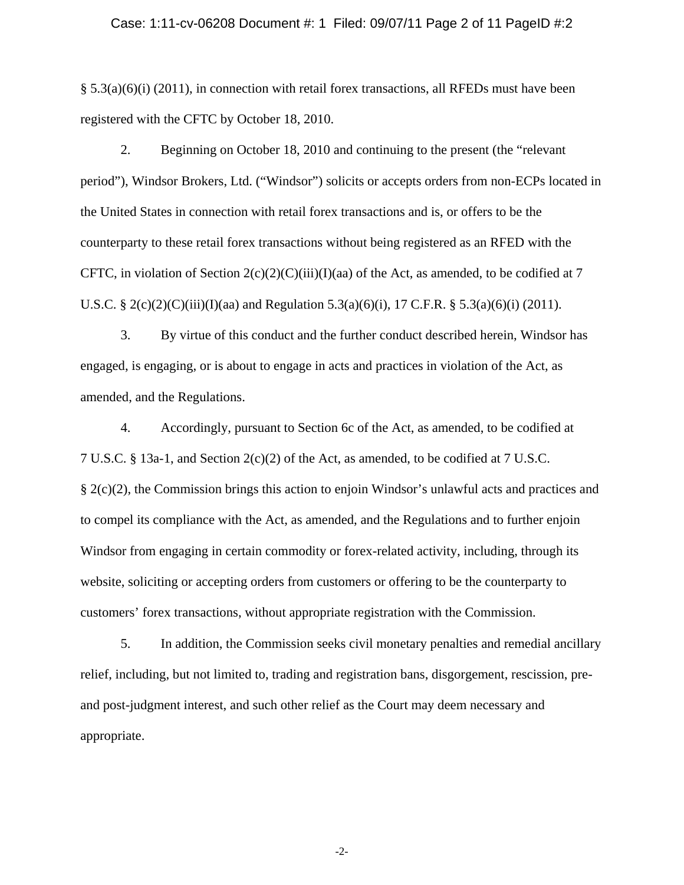§ 5.3(a)(6)(i) (2011), in connection with retail forex transactions, all RFEDs must have been registered with the CFTC by October 18, 2010.

2. Beginning on October 18, 2010 and continuing to the present (the "relevant period"), Windsor Brokers, Ltd. ("Windsor") solicits or accepts orders from non-ECPs located in the United States in connection with retail forex transactions and is, or offers to be the counterparty to these retail forex transactions without being registered as an RFED with the CFTC, in violation of Section 2(c)(2)(C)(iii)(I)(aa) of the Act, as amended, to be codified at 7 U.S.C. § 2(c)(2)(C)(iii)(I)(aa) and Regulation 5.3(a)(6)(i), 17 C.F.R. § 5.3(a)(6)(i) (2011).

3. By virtue of this conduct and the further conduct described herein, Windsor has engaged, is engaging, or is about to engage in acts and practices in violation of the Act, as amended, and the Regulations.

4. Accordingly, pursuant to Section 6c of the Act, as amended, to be codified at 7 U.S.C. § 13a-1, and Section 2(c)(2) of the Act, as amended, to be codified at 7 U.S.C. § 2(c)(2), the Commission brings this action to enjoin Windsor's unlawful acts and practices and to compel its compliance with the Act, as amended, and the Regulations and to further enjoin Windsor from engaging in certain commodity or forex-related activity, including, through its website, soliciting or accepting orders from customers or offering to be the counterparty to customers' forex transactions, without appropriate registration with the Commission.

5. In addition, the Commission seeks civil monetary penalties and remedial ancillary relief, including, but not limited to, trading and registration bans, disgorgement, rescission, pre- and post-judgment interest, and such other relief as the Court may deem necessary and appropriate.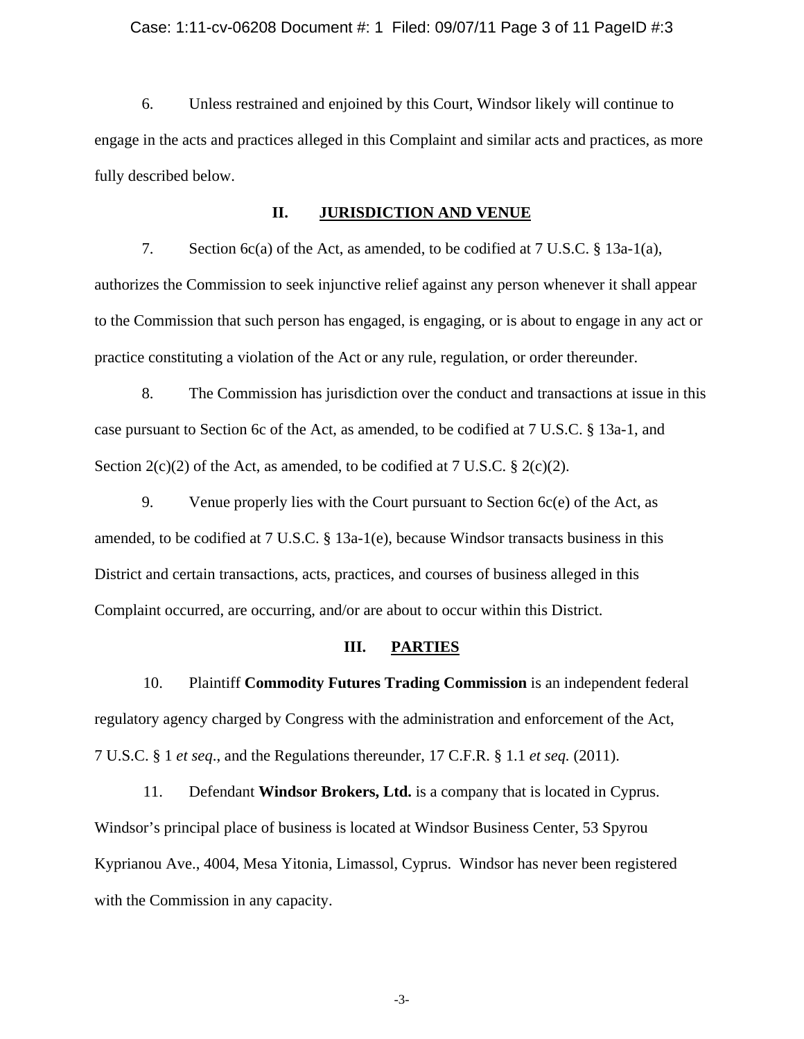6. Unless restrained and enjoined by this Court, Windsor likely will continue to engage in the acts and practices alleged in this Complaint and similar acts and practices, as more fully described below.

## II. JURISDICTION AND VENUE

7. Section 6c(a) of the Act, as amended, to be codified at 7 U.S.C. § 13a-1(a), authorizes the Commission to seek injunctive relief against any person whenever it shall appear to the Commission that such person has engaged, is engaging, or is about to engage in any act or practice constituting a violation of the Act or any rule, regulation, or order thereunder.

8. The Commission has jurisdiction over the conduct and transactions at issue in this case pursuant to Section 6c of the Act, as amended, to be codified at 7 U.S.C. § 13a-1, and Section 2(c)(2) of the Act, as amended, to be codified at 7 U.S.C. § 2(c)(2).

9. Venue properly lies with the Court pursuant to Section 6c(e) of the Act, as amended, to be codified at 7 U.S.C. § 13a-1(e), because Windsor transacts business in this District and certain transactions, acts, practices, and courses of business alleged in this Complaint occurred, are occurring, and/or are about to occur within this District.

## III. PARTIES

10. Plaintiff **Commodity Futures Trading Commission** is an independent federal regulatory agency charged by Congress with the administration and enforcement of the Act, 7 U.S.C. § 1 *et seq*., and the Regulations thereunder, 17 C.F.R. § 1.1 *et seq.* (2011).

11. Defendant **Windsor Brokers, Ltd.** is a company that is located in Cyprus. Windsor's principal place of business is located at Windsor Business Center, 53 Spyrou Kyprianou Ave., 4004, Mesa Yitonia, Limassol, Cyprus. Windsor has never been registered with the Commission in any capacity.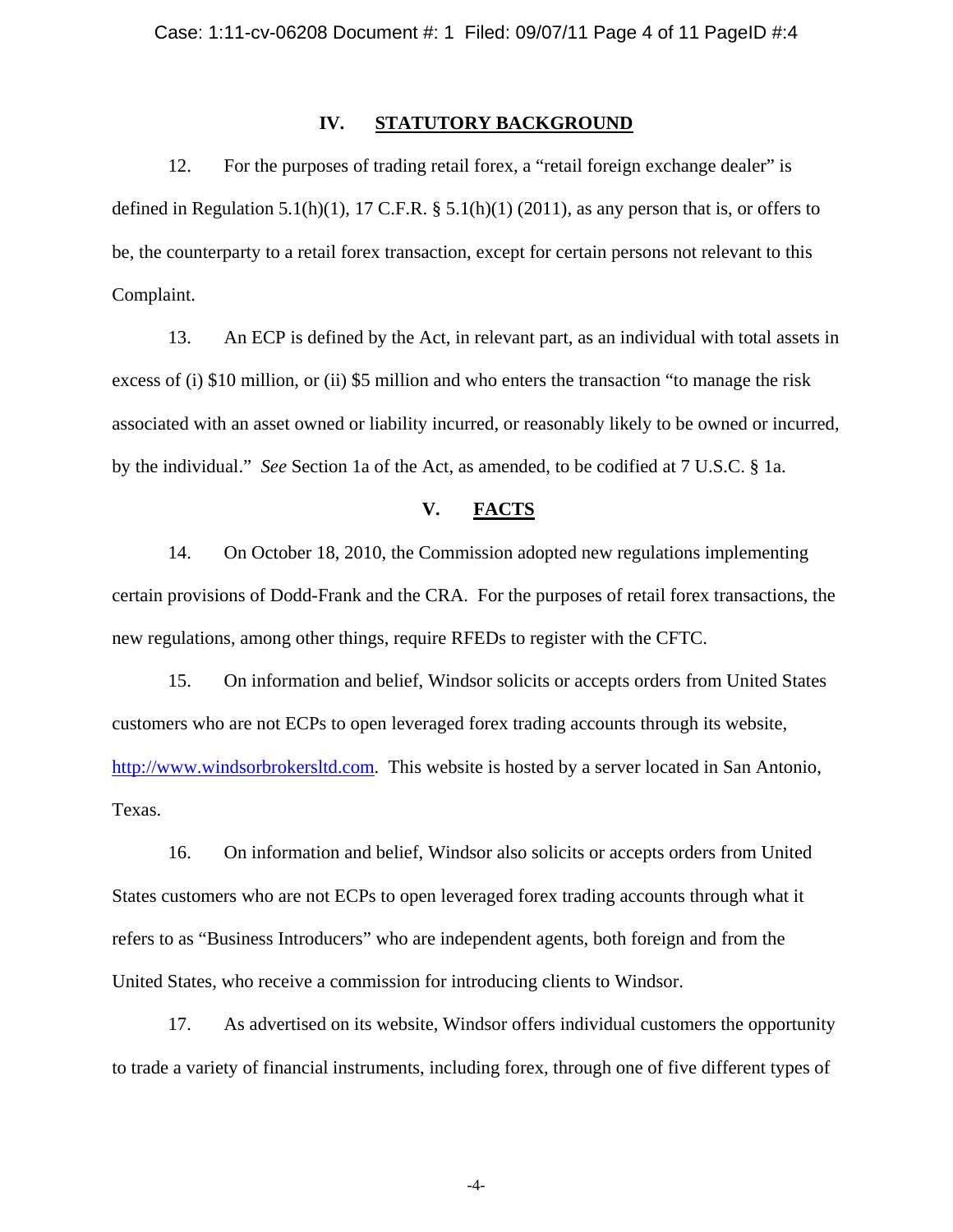## IV. STATUTORY BACKGROUND

12. For the purposes of trading retail forex, a "retail foreign exchange dealer" is defined in Regulation 5.1(h)(1), 17 C.F.R. § 5.1(h)(1) (2011), as any person that is, or offers to be, the counterparty to a retail forex transaction, except for certain persons not relevant to this Complaint.

13. An ECP is defined by the Act, in relevant part, as an individual with total assets in excess of (i) $10 million, or (ii) $5 million and who enters the transaction "to manage the risk associated with an asset owned or liability incurred, or reasonably likely to be owned or incurred, by the individual." *See* Section 1a of the Act, as amended, to be codified at 7 U.S.C. § 1a.

## V. FACTS

14. On October 18, 2010, the Commission adopted new regulations implementing certain provisions of Dodd-Frank and the CRA. For the purposes of retail forex transactions, the new regulations, among other things, require RFEDs to register with the CFTC.

15. On information and belief, Windsor solicits or accepts orders from United States customers who are not ECPs to open leveraged forex trading accounts through its website, http://www.windsorbrokersltd.com. This website is hosted by a server located in San Antonio, Texas.

16. On information and belief, Windsor also solicits or accepts orders from United States customers who are not ECPs to open leveraged forex trading accounts through what it refers to as "Business Introducers" who are independent agents, both foreign and from the United States, who receive a commission for introducing clients to Windsor.

17. As advertised on its website, Windsor offers individual customers the opportunity to trade a variety of financial instruments, including forex, through one of five different types of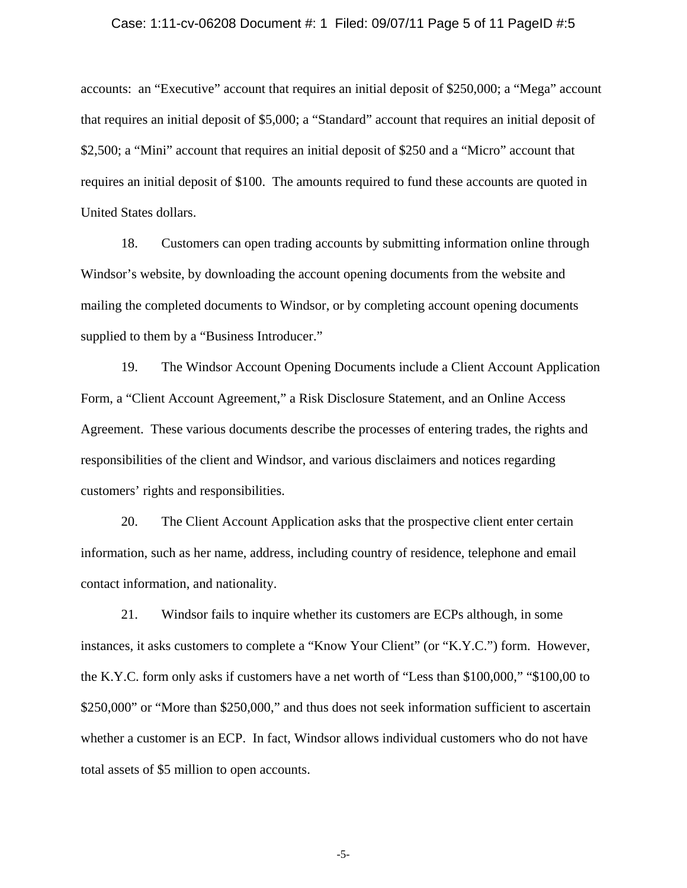accounts: an "Executive" account that requires an initial deposit of $250,000; a "Mega" account that requires an initial deposit of $5,000; a "Standard" account that requires an initial deposit of $2,500; a "Mini" account that requires an initial deposit of $250 and a "Micro" account that requires an initial deposit of $100. The amounts required to fund these accounts are quoted in United States dollars.

18. Customers can open trading accounts by submitting information online through Windsor's website, by downloading the account opening documents from the website and mailing the completed documents to Windsor, or by completing account opening documents supplied to them by a "Business Introducer."

19. The Windsor Account Opening Documents include a Client Account Application Form, a "Client Account Agreement," a Risk Disclosure Statement, and an Online Access Agreement. These various documents describe the processes of entering trades, the rights and responsibilities of the client and Windsor, and various disclaimers and notices regarding customers' rights and responsibilities.

20. The Client Account Application asks that the prospective client enter certain information, such as her name, address, including country of residence, telephone and email contact information, and nationality.

21. Windsor fails to inquire whether its customers are ECPs although, in some instances, it asks customers to complete a "Know Your Client" (or "K.Y.C.") form. However, the K.Y.C. form only asks if customers have a net worth of "Less than $100,000," "$100,00 to $250,000" or "More than $250,000," and thus does not seek information sufficient to ascertain whether a customer is an ECP. In fact, Windsor allows individual customers who do not have total assets of $5 million to open accounts.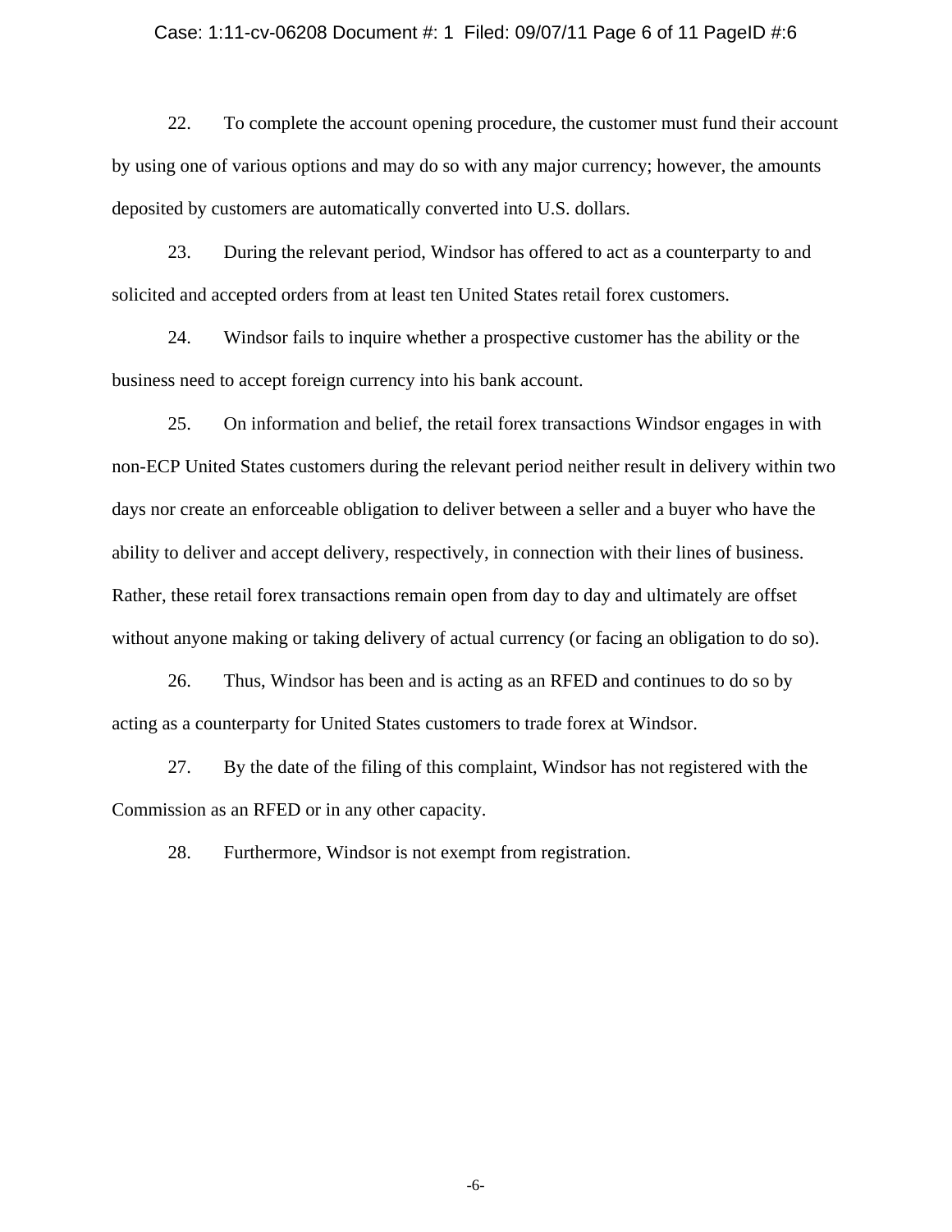22. To complete the account opening procedure, the customer must fund their account by using one of various options and may do so with any major currency; however, the amounts deposited by customers are automatically converted into U.S. dollars.

23. During the relevant period, Windsor has offered to act as a counterparty to and solicited and accepted orders from at least ten United States retail forex customers.

24. Windsor fails to inquire whether a prospective customer has the ability or the business need to accept foreign currency into his bank account.

25. On information and belief, the retail forex transactions Windsor engages in with non-ECP United States customers during the relevant period neither result in delivery within two days nor create an enforceable obligation to deliver between a seller and a buyer who have the ability to deliver and accept delivery, respectively, in connection with their lines of business. Rather, these retail forex transactions remain open from day to day and ultimately are offset without anyone making or taking delivery of actual currency (or facing an obligation to do so).

26. Thus, Windsor has been and is acting as an RFED and continues to do so by acting as a counterparty for United States customers to trade forex at Windsor.

27. By the date of the filing of this complaint, Windsor has not registered with the Commission as an RFED or in any other capacity.

28. Furthermore, Windsor is not exempt from registration.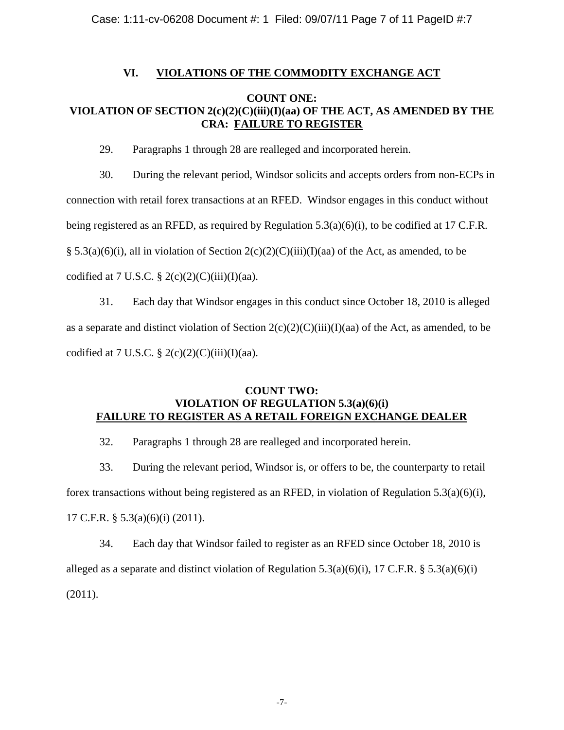## VI. VIOLATIONS OF THE COMMODITY EXCHANGE ACT

### COUNT ONE: VIOLATION OF SECTION 2(c)(2)(C)(iii)(I)(aa) OF THE ACT, AS AMENDED BY THE CRA: FAILURE TO REGISTER

29. Paragraphs 1 through 28 are realleged and incorporated herein.

30. During the relevant period, Windsor solicits and accepts orders from non-ECPs in connection with retail forex transactions at an RFED. Windsor engages in this conduct without being registered as an RFED, as required by Regulation 5.3(a)(6)(i), to be codified at 17 C.F.R. § 5.3(a)(6)(i), all in violation of Section 2(c)(2)(C)(iii)(I)(aa) of the Act, as amended, to be codified at 7 U.S.C. § 2(c)(2)(C)(iii)(I)(aa).

31. Each day that Windsor engages in this conduct since October 18, 2010 is alleged as a separate and distinct violation of Section 2(c)(2)(C)(iii)(I)(aa) of the Act, as amended, to be codified at 7 U.S.C. § 2(c)(2)(C)(iii)(I)(aa).

### COUNT TWO: VIOLATION OF REGULATION 5.3(a)(6)(i) FAILURE TO REGISTER AS A RETAIL FOREIGN EXCHANGE DEALER

32. Paragraphs 1 through 28 are realleged and incorporated herein.

33. During the relevant period, Windsor is, or offers to be, the counterparty to retail forex transactions without being registered as an RFED, in violation of Regulation 5.3(a)(6)(i), 17 C.F.R. § 5.3(a)(6)(i) (2011).

34. Each day that Windsor failed to register as an RFED since October 18, 2010 is alleged as a separate and distinct violation of Regulation 5.3(a)(6)(i), 17 C.F.R. § 5.3(a)(6)(i) (2011).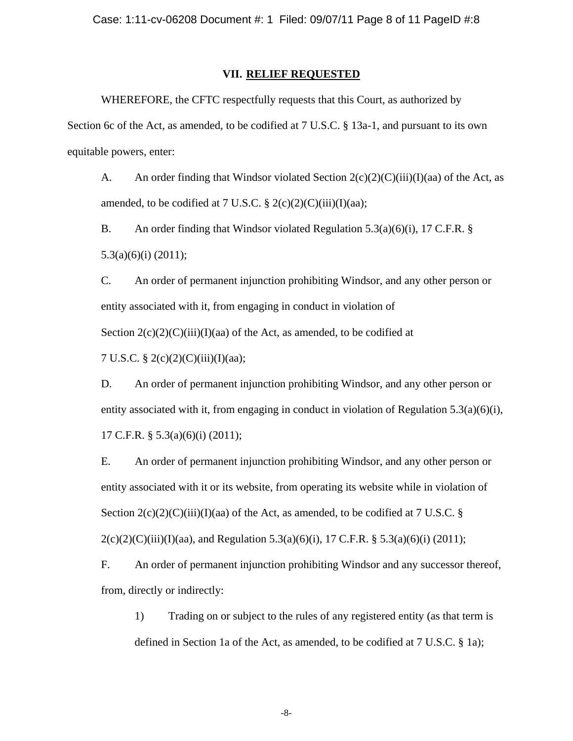## VII. RELIEF REQUESTED

WHEREFORE, the CFTC respectfully requests that this Court, as authorized by Section 6c of the Act, as amended, to be codified at 7 U.S.C. § 13a-1, and pursuant to its own equitable powers, enter:

A. An order finding that Windsor violated Section 2(c)(2)(C)(iii)(I)(aa) of the Act, as amended, to be codified at 7 U.S.C. § 2(c)(2)(C)(iii)(I)(aa);

B. An order finding that Windsor violated Regulation 5.3(a)(6)(i), 17 C.F.R. § 5.3(a)(6)(i) (2011);

C. An order of permanent injunction prohibiting Windsor, and any other person or entity associated with it, from engaging in conduct in violation of Section 2(c)(2)(C)(iii)(I)(aa) of the Act, as amended, to be codified at 7 U.S.C. § 2(c)(2)(C)(iii)(I)(aa);

D. An order of permanent injunction prohibiting Windsor, and any other person or entity associated with it, from engaging in conduct in violation of Regulation 5.3(a)(6)(i), 17 C.F.R. § 5.3(a)(6)(i) (2011);

E. An order of permanent injunction prohibiting Windsor, and any other person or entity associated with it or its website, from operating its website while in violation of Section 2(c)(2)(C)(iii)(I)(aa) of the Act, as amended, to be codified at 7 U.S.C. § 2(c)(2)(C)(iii)(I)(aa), and Regulation 5.3(a)(6)(i), 17 C.F.R. § 5.3(a)(6)(i) (2011);

F. An order of permanent injunction prohibiting Windsor and any successor thereof, from, directly or indirectly:

1) Trading on or subject to the rules of any registered entity (as that term is defined in Section 1a of the Act, as amended, to be codified at 7 U.S.C. § 1a);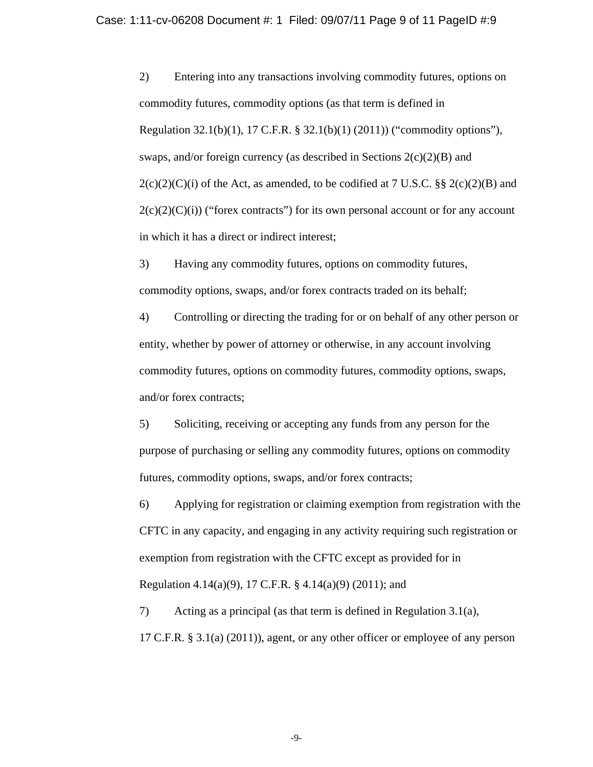2) Entering into any transactions involving commodity futures, options on commodity futures, commodity options (as that term is defined in Regulation 32.1(b)(1), 17 C.F.R. § 32.1(b)(1) (2011)) ("commodity options"), swaps, and/or foreign currency (as described in Sections 2(c)(2)(B) and 2(c)(2)(C)(i) of the Act, as amended, to be codified at 7 U.S.C. §§ 2(c)(2)(B) and 2(c)(2)(C)(i)) ("forex contracts") for its own personal account or for any account in which it has a direct or indirect interest;

3) Having any commodity futures, options on commodity futures, commodity options, swaps, and/or forex contracts traded on its behalf;

4) Controlling or directing the trading for or on behalf of any other person or entity, whether by power of attorney or otherwise, in any account involving commodity futures, options on commodity futures, commodity options, swaps, and/or forex contracts;

5) Soliciting, receiving or accepting any funds from any person for the purpose of purchasing or selling any commodity futures, options on commodity futures, commodity options, swaps, and/or forex contracts;

6) Applying for registration or claiming exemption from registration with the CFTC in any capacity, and engaging in any activity requiring such registration or exemption from registration with the CFTC except as provided for in Regulation 4.14(a)(9), 17 C.F.R. § 4.14(a)(9) (2011); and

7) Acting as a principal (as that term is defined in Regulation 3.1(a), 17 C.F.R. § 3.1(a) (2011)), agent, or any other officer or employee of any person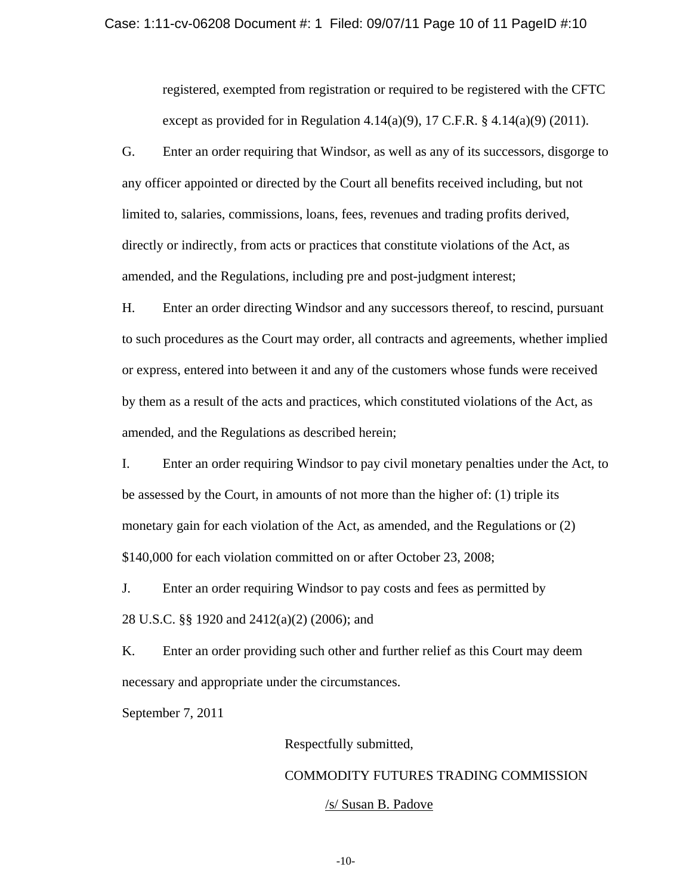registered, exempted from registration or required to be registered with the CFTC except as provided for in Regulation 4.14(a)(9), 17 C.F.R. § 4.14(a)(9) (2011).

G. Enter an order requiring that Windsor, as well as any of its successors, disgorge to any officer appointed or directed by the Court all benefits received including, but not limited to, salaries, commissions, loans, fees, revenues and trading profits derived, directly or indirectly, from acts or practices that constitute violations of the Act, as amended, and the Regulations, including pre and post-judgment interest;

H. Enter an order directing Windsor and any successors thereof, to rescind, pursuant to such procedures as the Court may order, all contracts and agreements, whether implied or express, entered into between it and any of the customers whose funds were received by them as a result of the acts and practices, which constituted violations of the Act, as amended, and the Regulations as described herein;

I. Enter an order requiring Windsor to pay civil monetary penalties under the Act, to be assessed by the Court, in amounts of not more than the higher of: (1) triple its monetary gain for each violation of the Act, as amended, and the Regulations or (2) $140,000 for each violation committed on or after October 23, 2008;

J. Enter an order requiring Windsor to pay costs and fees as permitted by 28 U.S.C. §§ 1920 and 2412(a)(2) (2006); and

K. Enter an order providing such other and further relief as this Court may deem necessary and appropriate under the circumstances.

September 7, 2011

Respectfully submitted,

COMMODITY FUTURES TRADING COMMISSION

/s/ Susan B. Padove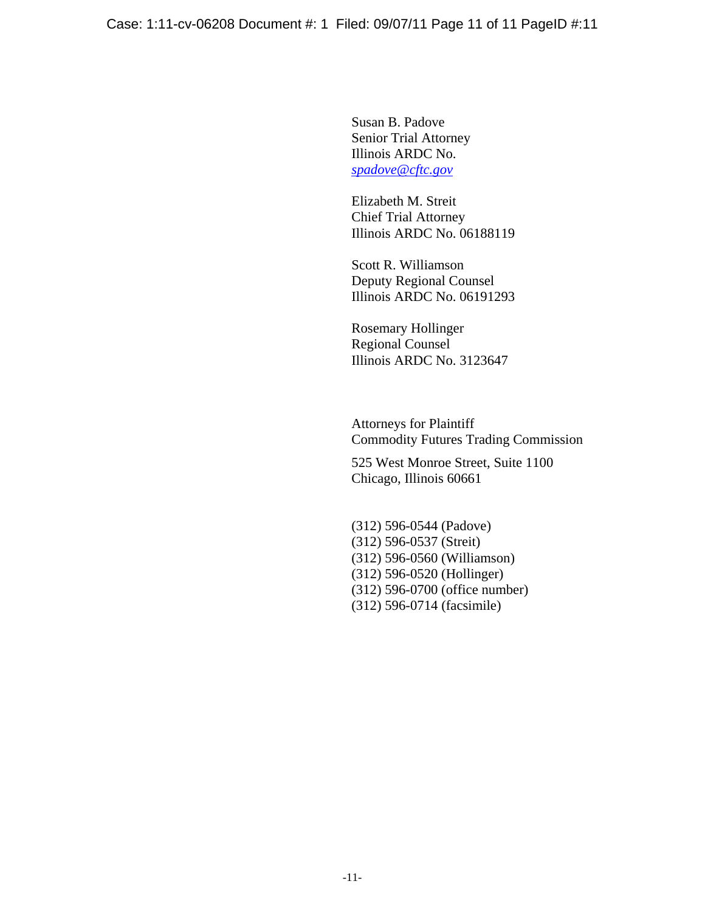Susan B. Padove
Senior Trial Attorney
Illinois ARDC No.
spadove@cftc.gov

Elizabeth M. Streit
Chief Trial Attorney
Illinois ARDC No. 06188119

Scott R. Williamson
Deputy Regional Counsel
Illinois ARDC No. 06191293

Rosemary Hollinger
Regional Counsel
Illinois ARDC No. 3123647

Attorneys for Plaintiff
Commodity Futures Trading Commission

525 West Monroe Street, Suite 1100
Chicago, Illinois 60661

(312) 596-0544 (Padove)
(312) 596-0537 (Streit)
(312) 596-0560 (Williamson)
(312) 596-0520 (Hollinger)
(312) 596-0700 (office number)
(312) 596-0714 (facsimile)